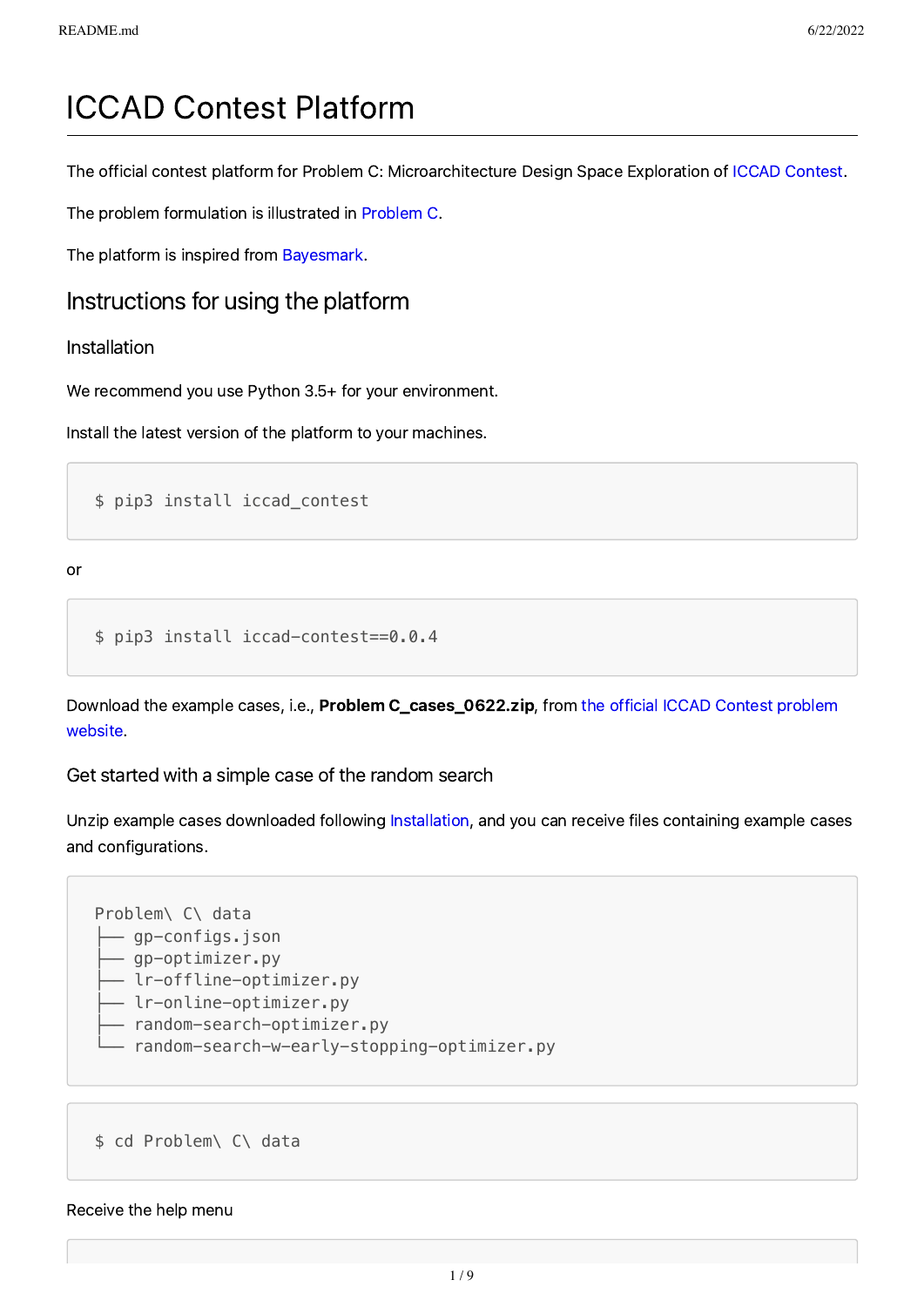# ICCAD Contest Platform

The official contest platform for Problem C: Microarchitecture Design Space Exploration of ICCAD Contest.

The problem formulation is illustrated in Problem C.

The platform is inspired from Bayesmark.

## Instructions for using the platform

### Installation

We recommend you use Python 3.5+ for your environment.

Install the latest version of the platform to your machines.

```
$ pip3 install iccad_contest
```

or

```
$ pip3 install iccad-contest==0.0.4
```

Download the example cases, i.e., **Problem C_cases_0622.zip**, from the official ICCAD Contest problem website.

### Get started with a simple case of the random search

Unzip example cases downloaded following Installation, and you can receive files containing example cases and configurations.

```
Problem\ C\ data
├── gp-configs.json
├── gp-optimizer.py
├── lr-offline-optimizer.py
├── lr-online-optimizer.py
├── random-search-optimizer.py
└── random-search-w-early-stopping-optimizer.py
```

```
$ cd Problem\ C\ data
```

Receive the help menu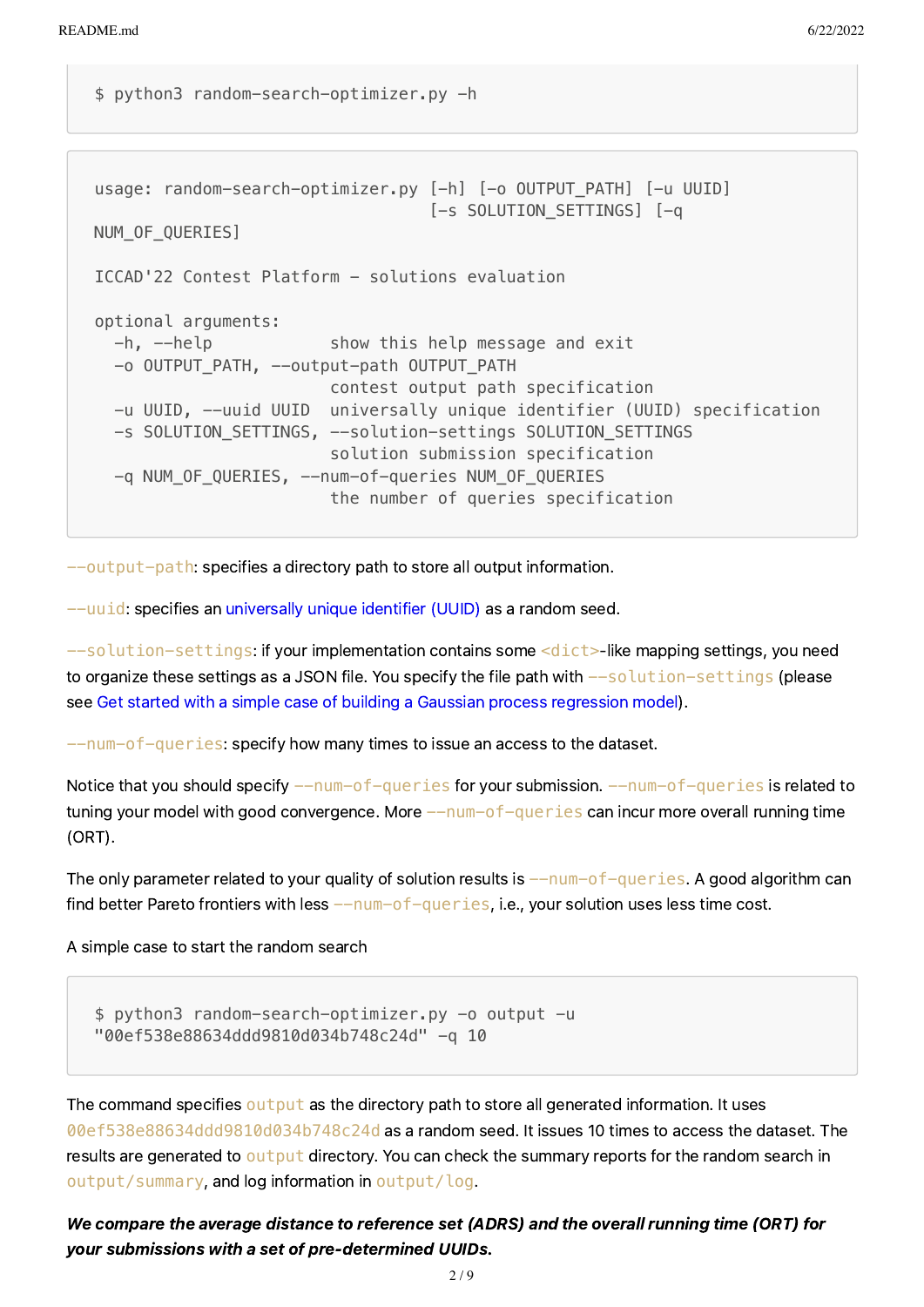```
$ python3 random-search-optimizer.py -h
```

```
usage: random-search-optimizer.py [-h] [-o OUTPUT_PATH] [-u UUID]
                                  [-s SOLUTION_SETTINGS] [-q
NUM_OF_QUERIES]

ICCAD'22 Contest Platform - solutions evaluation

optional arguments:
  -h, --help            show this help message and exit
  -o OUTPUT_PATH, --output-path OUTPUT_PATH
                        contest output path specification
  -u UUID, --uuid UUID  universally unique identifier (UUID) specification
  -s SOLUTION_SETTINGS, --solution-settings SOLUTION_SETTINGS
                        solution submission specification
  -q NUM_OF_QUERIES, --num-of-queries NUM_OF_QUERIES
                        the number of queries specification
```

`--output-path`: specifies a directory path to store all output information.

`--uuid`: specifies an universally unique identifier (UUID) as a random seed.

`--solution-settings`: if your implementation contains some `<dict>`-like mapping settings, you need to organize these settings as a JSON file. You specify the file path with `--solution-settings` (please see Get started with a simple case of building a Gaussian process regression model).

`--num-of-queries`: specify how many times to issue an access to the dataset.

Notice that you should specify `--num-of-queries` for your submission. `--num-of-queries` is related to tuning your model with good convergence. More `--num-of-queries` can incur more overall running time (ORT).

The only parameter related to your quality of solution results is `--num-of-queries`. A good algorithm can find better Pareto frontiers with less `--num-of-queries`, i.e., your solution uses less time cost.

A simple case to start the random search

```
$ python3 random-search-optimizer.py -o output -u
"00ef538e88634ddd9810d034b748c24d" -q 10
```

The command specifies `output` as the directory path to store all generated information. It uses `00ef538e88634ddd9810d034b748c24d` as a random seed. It issues 10 times to access the dataset. The results are generated to `output` directory. You can check the summary reports for the random search in `output/summary`, and log information in `output/log`.

***We compare the average distance to reference set (ADRS) and the overall running time (ORT) for your submissions with a set of pre-determined UUIDs.***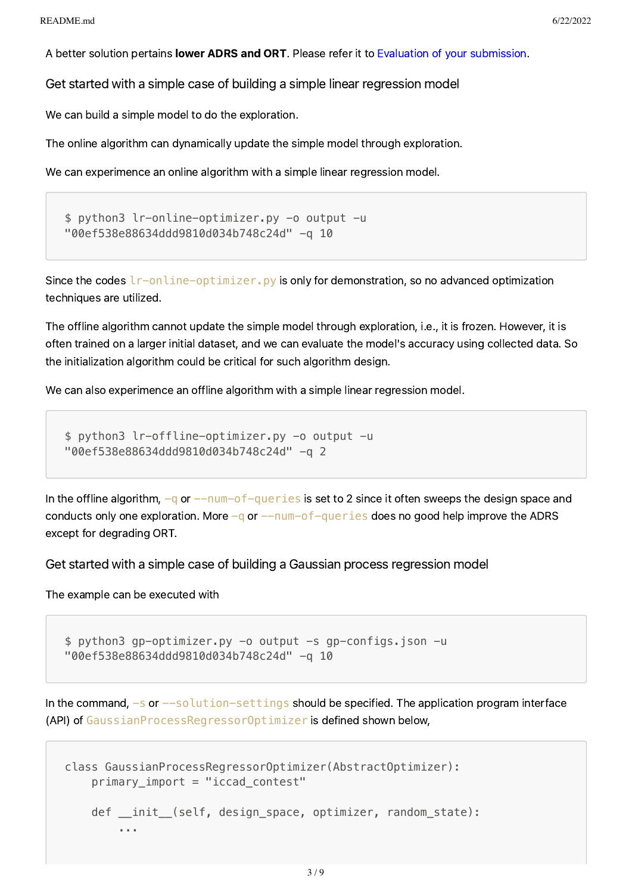A better solution pertains **lower ADRS and ORT**. Please refer it to Evaluation of your submission.

### Get started with a simple case of building a simple linear regression model

We can build a simple model to do the exploration.

The online algorithm can dynamically update the simple model through exploration.

We can experimence an online algorithm with a simple linear regression model.

```
$ python3 lr-online-optimizer.py -o output -u
"00ef538e88634ddd9810d034b748c24d" -q 10
```

Since the codes `lr-online-optimizer.py` is only for demonstration, so no advanced optimization techniques are utilized.

The offline algorithm cannot update the simple model through exploration, i.e., it is frozen. However, it is often trained on a larger initial dataset, and we can evaluate the model's accuracy using collected data. So the initialization algorithm could be critical for such algorithm design.

We can also experimence an offline algorithm with a simple linear regression model.

```
$ python3 lr-offline-optimizer.py -o output -u
"00ef538e88634ddd9810d034b748c24d" -q 2
```

In the offline algorithm, `-q` or `--num-of-queries` is set to 2 since it often sweeps the design space and conducts only one exploration. More `-q` or `--num-of-queries` does no good help improve the ADRS except for degrading ORT.

### Get started with a simple case of building a Gaussian process regression model

The example can be executed with

```
$ python3 gp-optimizer.py -o output -s gp-configs.json -u
"00ef538e88634ddd9810d034b748c24d" -q 10
```

In the command, `-s` or `--solution-settings` should be specified. The application program interface (API) of `GaussianProcessRegressorOptimizer` is defined shown below,

```
class GaussianProcessRegressorOptimizer(AbstractOptimizer):
    primary_import = "iccad_contest"

    def __init__(self, design_space, optimizer, random_state):
        ...
```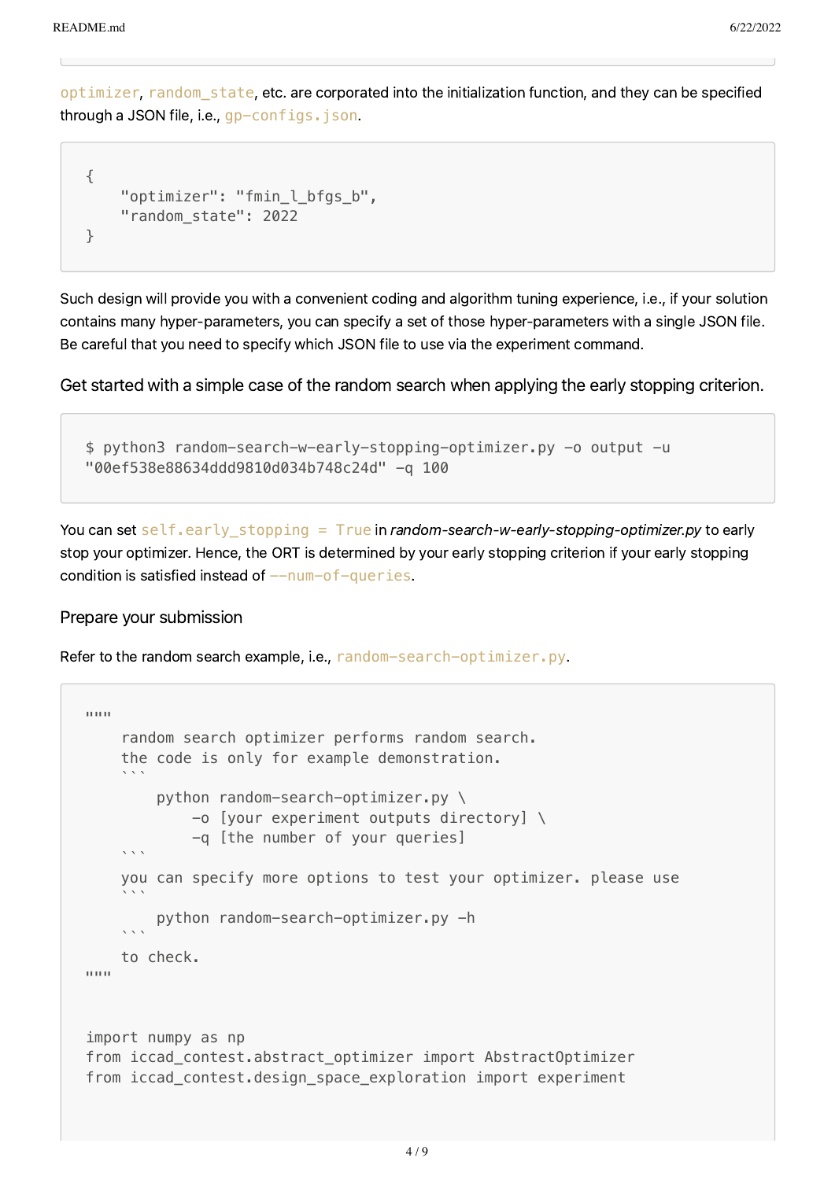`optimizer`, `random_state`, etc. are corporated into the initialization function, and they can be specified through a JSON file, i.e., `gp-configs.json`.

```
{
    "optimizer": "fmin_l_bfgs_b",
    "random_state": 2022
}
```

Such design will provide you with a convenient coding and algorithm tuning experience, i.e., if your solution contains many hyper-parameters, you can specify a set of those hyper-parameters with a single JSON file. Be careful that you need to specify which JSON file to use via the experiment command.

#### Get started with a simple case of the random search when applying the early stopping criterion.

```
$ python3 random-search-w-early-stopping-optimizer.py -o output -u
"00ef538e88634ddd9810d034b748c24d" -q 100
```

You can set `self.early_stopping = True` in *random-search-w-early-stopping-optimizer.py* to early stop your optimizer. Hence, the ORT is determined by your early stopping criterion if your early stopping condition is satisfied instead of `--num-of-queries`.

### Prepare your submission

Refer to the random search example, i.e., `random-search-optimizer.py`.

```
"""
    random search optimizer performs random search.
    the code is only for example demonstration.
    ```
        python random-search-optimizer.py \
            -o [your experiment outputs directory] \
            -q [the number of your queries]
    ```
    you can specify more options to test your optimizer. please use
    ```
        python random-search-optimizer.py -h
    ```
    to check.
"""


import numpy as np
from iccad_contest.abstract_optimizer import AbstractOptimizer
from iccad_contest.design_space_exploration import experiment
```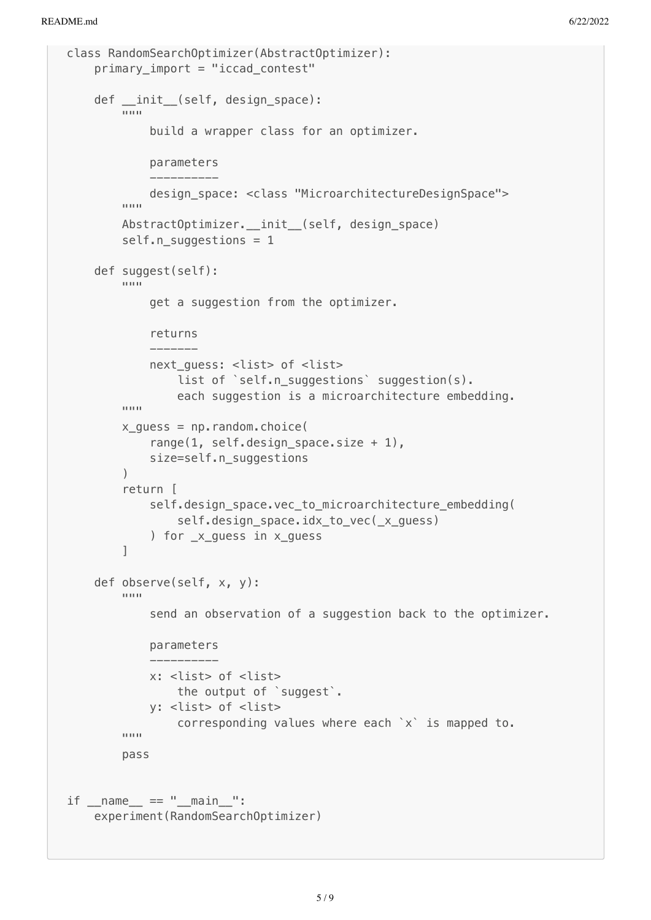```python
class RandomSearchOptimizer(AbstractOptimizer):
    primary_import = "iccad_contest"

    def __init__(self, design_space):
        """
            build a wrapper class for an optimizer.

            parameters
            ----------
            design_space: <class "MicroarchitectureDesignSpace">
        """
        AbstractOptimizer.__init__(self, design_space)
        self.n_suggestions = 1

    def suggest(self):
        """
            get a suggestion from the optimizer.

            returns
            -------
            next_guess: <list> of <list>
                list of `self.n_suggestions` suggestion(s).
                each suggestion is a microarchitecture embedding.
        """
        x_guess = np.random.choice(
            range(1, self.design_space.size + 1),
            size=self.n_suggestions
        )
        return [
            self.design_space.vec_to_microarchitecture_embedding(
                self.design_space.idx_to_vec(_x_guess)
            ) for _x_guess in x_guess
        ]

    def observe(self, x, y):
        """
            send an observation of a suggestion back to the optimizer.

            parameters
            ----------
            x: <list> of <list>
                the output of `suggest`.
            y: <list> of <list>
                corresponding values where each `x` is mapped to.
        """
        pass


if __name__ == "__main__":
    experiment(RandomSearchOptimizer)
```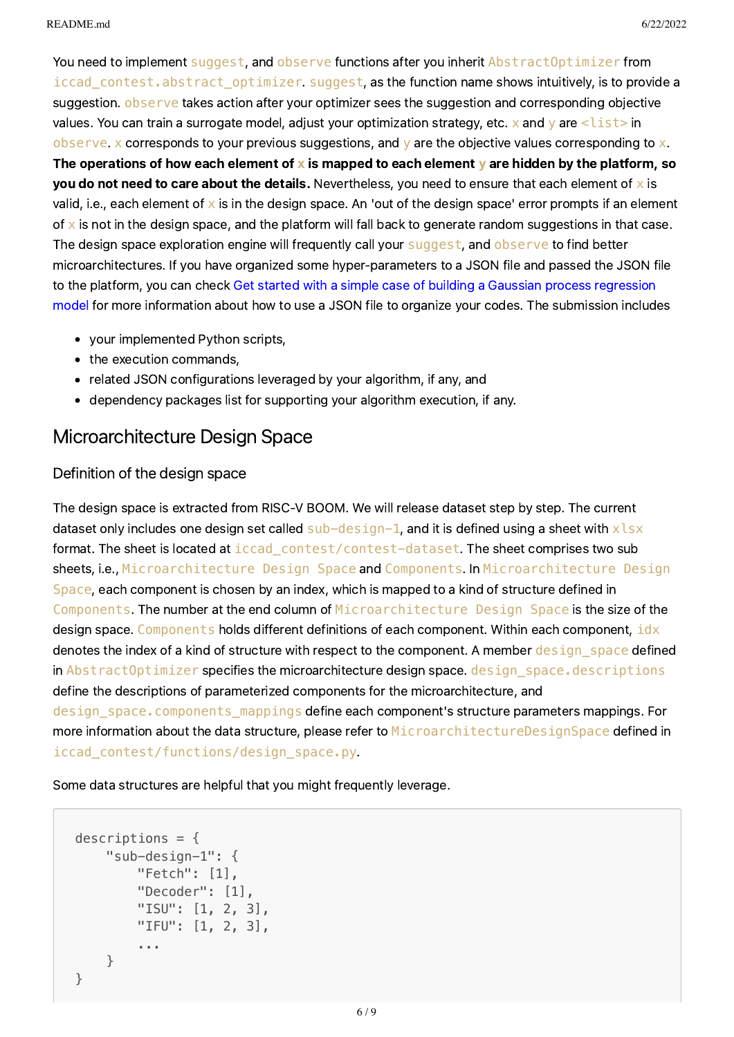You need to implement `suggest`, and `observe` functions after you inherit `AbstractOptimizer` from `iccad_contest.abstract_optimizer`. `suggest`, as the function name shows intuitively, is to provide a suggestion. `observe` takes action after your optimizer sees the suggestion and corresponding objective values. You can train a surrogate model, adjust your optimization strategy, etc. `x` and `y` are `<list>` in `observe`. `x` corresponds to your previous suggestions, and `y` are the objective values corresponding to `x`. **The operations of how each element of `x` is mapped to each element `y` are hidden by the platform, so you do not need to care about the details.** Nevertheless, you need to ensure that each element of `x` is valid, i.e., each element of `x` is in the design space. An 'out of the design space' error prompts if an element of `x` is not in the design space, and the platform will fall back to generate random suggestions in that case. The design space exploration engine will frequently call your `suggest`, and `observe` to find better microarchitectures. If you have organized some hyper-parameters to a JSON file and passed the JSON file to the platform, you can check Get started with a simple case of building a Gaussian process regression model for more information about how to use a JSON file to organize your codes. The submission includes

- your implemented Python scripts,
- the execution commands,
- related JSON configurations leveraged by your algorithm, if any, and
- dependency packages list for supporting your algorithm execution, if any.

## Microarchitecture Design Space

### Definition of the design space

The design space is extracted from RISC-V BOOM. We will release dataset step by step. The current dataset only includes one design set called `sub-design-1`, and it is defined using a sheet with `xlsx` format. The sheet is located at `iccad_contest/contest-dataset`. The sheet comprises two sub sheets, i.e., `Microarchitecture Design Space` and `Components`. In `Microarchitecture Design Space`, each component is chosen by an index, which is mapped to a kind of structure defined in `Components`. The number at the end column of `Microarchitecture Design Space` is the size of the design space. `Components` holds different definitions of each component. Within each component, `idx` denotes the index of a kind of structure with respect to the component. A member `design_space` defined in `AbstractOptimizer` specifies the microarchitecture design space. `design_space.descriptions` define the descriptions of parameterized components for the microarchitecture, and `design_space.components_mappings` define each component's structure parameters mappings. For more information about the data structure, please refer to `MicroarchitectureDesignSpace` defined in `iccad_contest/functions/design_space.py`.

Some data structures are helpful that you might frequently leverage.

```
descriptions = {
    "sub-design-1": {
        "Fetch": [1],
        "Decoder": [1],
        "ISU": [1, 2, 3],
        "IFU": [1, 2, 3],
        ...
    }
}
```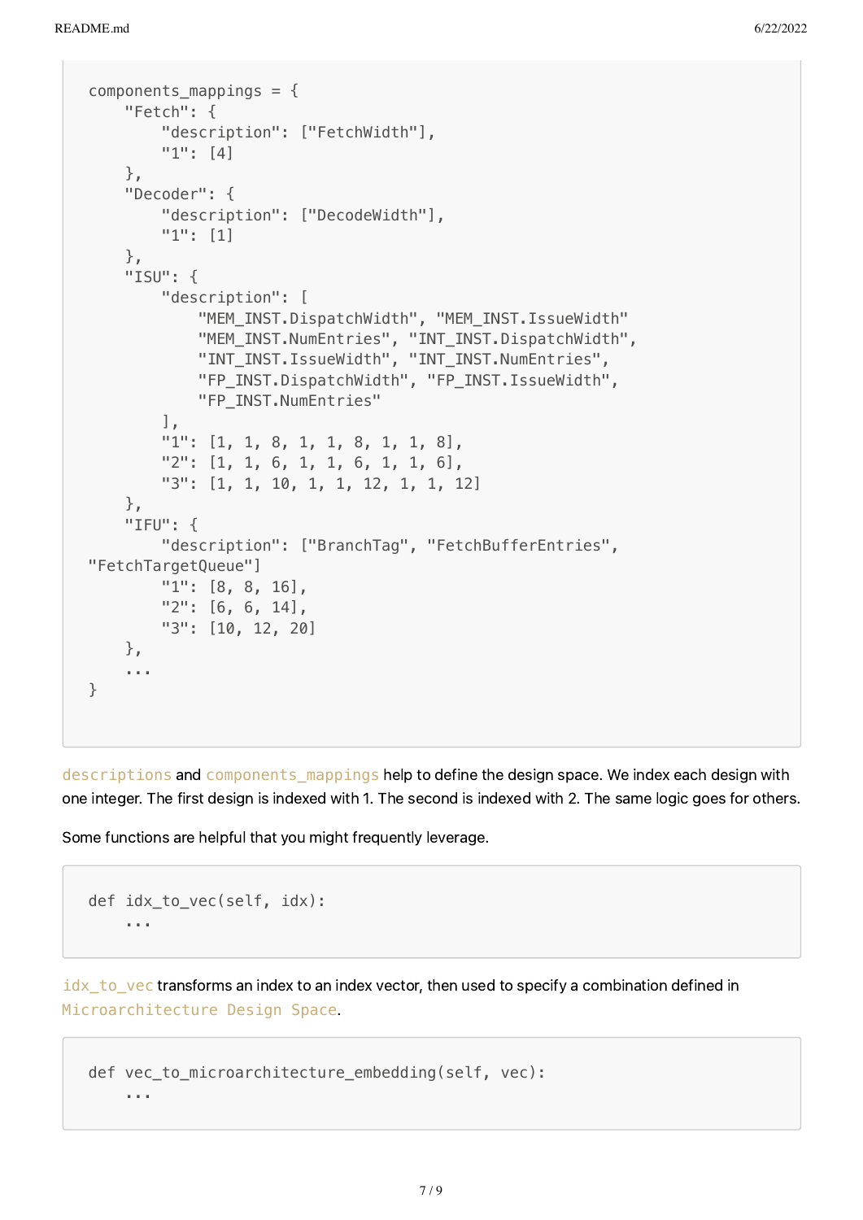```
components_mappings = {
    "Fetch": {
        "description": ["FetchWidth"],
        "1": [4]
    },
    "Decoder": {
        "description": ["DecodeWidth"],
        "1": [1]
    },
    "ISU": {
        "description": [
            "MEM_INST.DispatchWidth", "MEM_INST.IssueWidth"
            "MEM_INST.NumEntries", "INT_INST.DispatchWidth",
            "INT_INST.IssueWidth", "INT_INST.NumEntries",
            "FP_INST.DispatchWidth", "FP_INST.IssueWidth",
            "FP_INST.NumEntries"
        ],
        "1": [1, 1, 8, 1, 1, 8, 1, 1, 8],
        "2": [1, 1, 6, 1, 1, 6, 1, 1, 6],
        "3": [1, 1, 10, 1, 1, 12, 1, 1, 12]
    },
    "IFU": {
        "description": ["BranchTag", "FetchBufferEntries",
"FetchTargetQueue"]
        "1": [8, 8, 16],
        "2": [6, 6, 14],
        "3": [10, 12, 20]
    },
    ...
}
```

`descriptions` and `components_mappings` help to define the design space. We index each design with one integer. The first design is indexed with 1. The second is indexed with 2. The same logic goes for others.

Some functions are helpful that you might frequently leverage.

```
def idx_to_vec(self, idx):
    ...
```

`idx_to_vec` transforms an index to an index vector, then used to specify a combination defined in `Microarchitecture Design Space`.

```
def vec_to_microarchitecture_embedding(self, vec):
    ...
```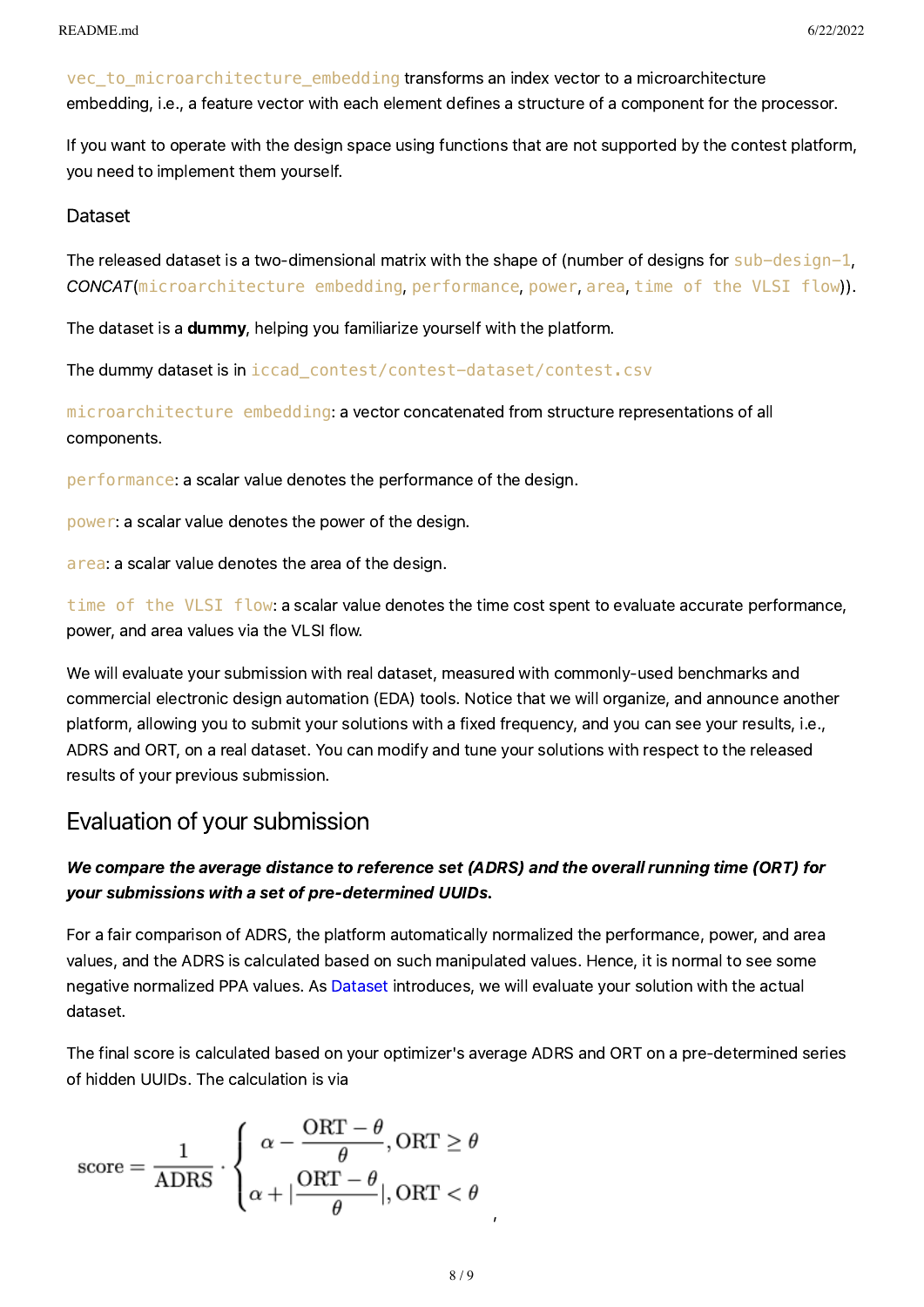`vec_to_microarchitecture_embedding` transforms an index vector to a microarchitecture embedding, i.e., a feature vector with each element defines a structure of a component for the processor.

If you want to operate with the design space using functions that are not supported by the contest platform, you need to implement them yourself.

### Dataset

The released dataset is a two-dimensional matrix with the shape of (number of designs for `sub-design-1`, *CONCAT*(`microarchitecture embedding`, `performance`, `power`, `area`, `time of the VLSI flow`)).

The dataset is a **dummy**, helping you familiarize yourself with the platform.

The dummy dataset is in `iccad_contest/contest-dataset/contest.csv`

`microarchitecture embedding`: a vector concatenated from structure representations of all components.

`performance`: a scalar value denotes the performance of the design.

`power`: a scalar value denotes the power of the design.

`area`: a scalar value denotes the area of the design.

`time of the VLSI flow`: a scalar value denotes the time cost spent to evaluate accurate performance, power, and area values via the VLSI flow.

We will evaluate your submission with real dataset, measured with commonly-used benchmarks and commercial electronic design automation (EDA) tools. Notice that we will organize, and announce another platform, allowing you to submit your solutions with a fixed frequency, and you can see your results, i.e., ADRS and ORT, on a real dataset. You can modify and tune your solutions with respect to the released results of your previous submission.

## Evaluation of your submission

***We compare the average distance to reference set (ADRS) and the overall running time (ORT) for your submissions with a set of pre-determined UUIDs.***

For a fair comparison of ADRS, the platform automatically normalized the performance, power, and area values, and the ADRS is calculated based on such manipulated values. Hence, it is normal to see some negative normalized PPA values. As Dataset introduces, we will evaluate your solution with the actual dataset.

The final score is calculated based on your optimizer's average ADRS and ORT on a pre-determined series of hidden UUIDs. The calculation is via

$$\text{score} = \frac{1}{\text{ADRS}} \cdot \begin{cases} \alpha - \dfrac{\text{ORT} - \theta}{\theta}, \text{ORT} \geq \theta \\ \alpha + |\dfrac{\text{ORT} - \theta}{\theta}|, \text{ORT} < \theta \end{cases},$$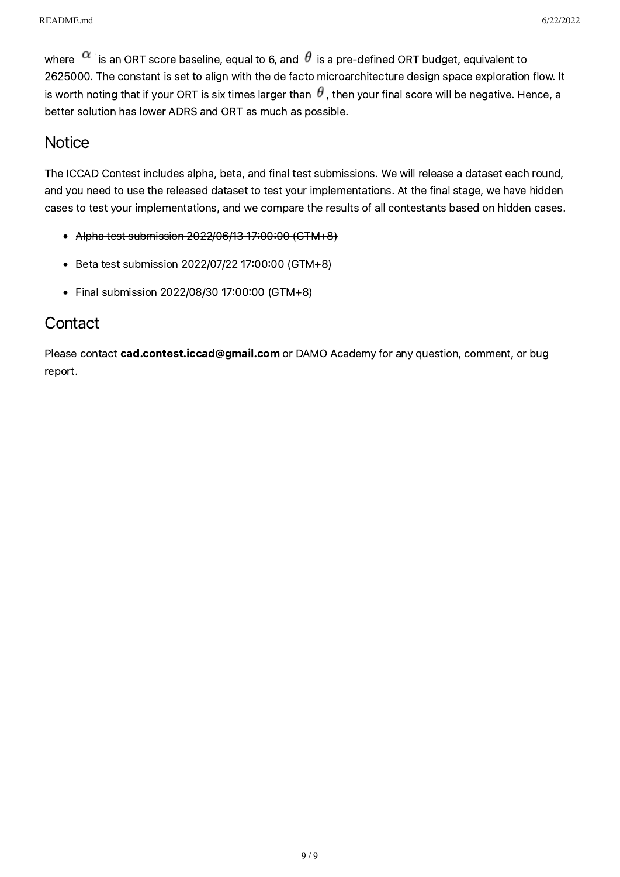where $\alpha$ is an ORT score baseline, equal to 6, and $\theta$ is a pre-defined ORT budget, equivalent to 2625000. The constant is set to align with the de facto microarchitecture design space exploration flow. It is worth noting that if your ORT is six times larger than $\theta$, then your final score will be negative. Hence, a better solution has lower ADRS and ORT as much as possible.

## Notice

The ICCAD Contest includes alpha, beta, and final test submissions. We will release a dataset each round, and you need to use the released dataset to test your implementations. At the final stage, we have hidden cases to test your implementations, and we compare the results of all contestants based on hidden cases.

- ~~Alpha test submission 2022/06/13 17:00:00 (GTM+8)~~
- Beta test submission 2022/07/22 17:00:00 (GTM+8)
- Final submission 2022/08/30 17:00:00 (GTM+8)

## Contact

Please contact **cad.contest.iccad@gmail.com** or DAMO Academy for any question, comment, or bug report.